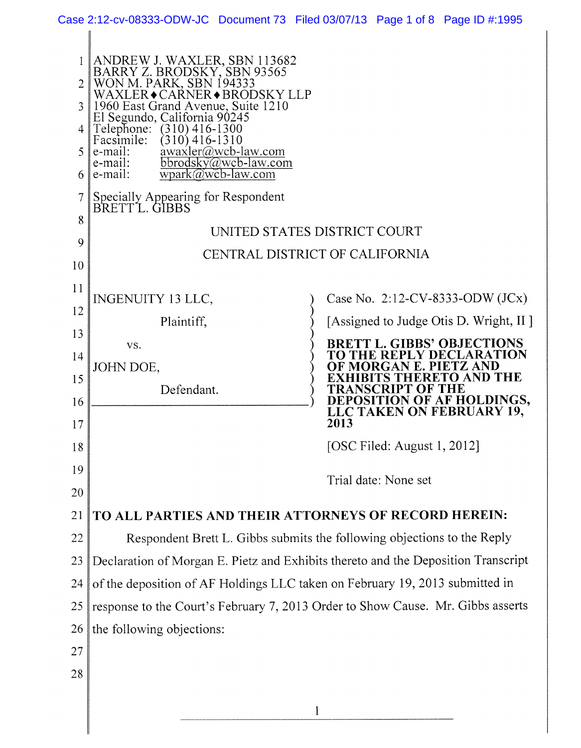ANDREW J. WAXLER, SBN 113682
BARRY Z. BRODSKY, SBN 93565
WON M. PARK, SBN 194333
WAXLER♦CARNER♦BRODSKY LLP
1960 East Grand Avenue, Suite 1210
El Segundo, California 90245
Telephone: (310) 416-1300
Facsimile: (310) 416-1310
e-mail: awaxler@wcb-law.com
e-mail: bbrodsky@wcb-law.com
e-mail: wpark@wcb-law.com

Specially Appearing for Respondent
BRETT L. GIBBS

UNITED STATES DISTRICT COURT

CENTRAL DISTRICT OF CALIFORNIA

| | |
|---|---|
| INGENUITY 13 LLC,<br><br>Plaintiff,<br><br>vs.<br><br>JOHN DOE,<br><br>Defendant. | Case No. 2:12-CV-8333-ODW (JCx)<br><br>[Assigned to Judge Otis D. Wright, II ]<br><br>**BRETT L. GIBBS' OBJECTIONS TO THE REPLY DECLARATION OF MORGAN E. PIETZ AND EXHIBITS THERETO AND THE TRANSCRIPT OF THE DEPOSITION OF AF HOLDINGS, LLC TAKEN ON FEBRUARY 19, 2013**<br><br>[OSC Filed: August 1, 2012]<br><br>Trial date: None set |

**TO ALL PARTIES AND THEIR ATTORNEYS OF RECORD HEREIN:**

Respondent Brett L. Gibbs submits the following objections to the Reply Declaration of Morgan E. Pietz and Exhibits thereto and the Deposition Transcript of the deposition of AF Holdings LLC taken on February 19, 2013 submitted in response to the Court's February 7, 2013 Order to Show Cause. Mr. Gibbs asserts the following objections: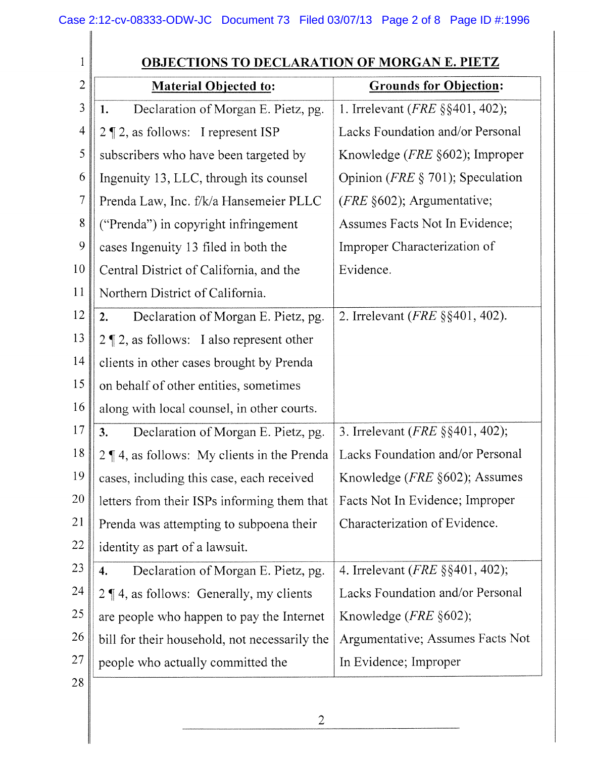## OBJECTIONS TO DECLARATION OF MORGAN E. PIETZ

| **Material Objected to:** | **Grounds for Objection:** |
|---|---|
| **1.** Declaration of Morgan E. Pietz, pg. 2 ¶ 2, as follows: I represent ISP subscribers who have been targeted by Ingenuity 13, LLC, through its counsel Prenda Law, Inc. f/k/a Hansemeier PLLC ("Prenda") in copyright infringement cases Ingenuity 13 filed in both the Central District of California, and the Northern District of California. | 1. Irrelevant (*FRE* §§401, 402); Lacks Foundation and/or Personal Knowledge (*FRE* §602); Improper Opinion (*FRE* § 701); Speculation (*FRE* §602); Argumentative; Assumes Facts Not In Evidence; Improper Characterization of Evidence. |
| **2.** Declaration of Morgan E. Pietz, pg. 2 ¶ 2, as follows: I also represent other clients in other cases brought by Prenda on behalf of other entities, sometimes along with local counsel, in other courts. | 2. Irrelevant (*FRE* §§401, 402). |
| **3.** Declaration of Morgan E. Pietz, pg. 2 ¶ 4, as follows: My clients in the Prenda cases, including this case, each received letters from their ISPs informing them that Prenda was attempting to subpoena their identity as part of a lawsuit. | 3. Irrelevant (*FRE* §§401, 402); Lacks Foundation and/or Personal Knowledge (*FRE* §602); Assumes Facts Not In Evidence; Improper Characterization of Evidence. |
| **4.** Declaration of Morgan E. Pietz, pg. 2 ¶ 4, as follows: Generally, my clients are people who happen to pay the Internet bill for their household, not necessarily the people who actually committed the | 4. Irrelevant (*FRE* §§401, 402); Lacks Foundation and/or Personal Knowledge (*FRE* §602); Argumentative; Assumes Facts Not In Evidence; Improper |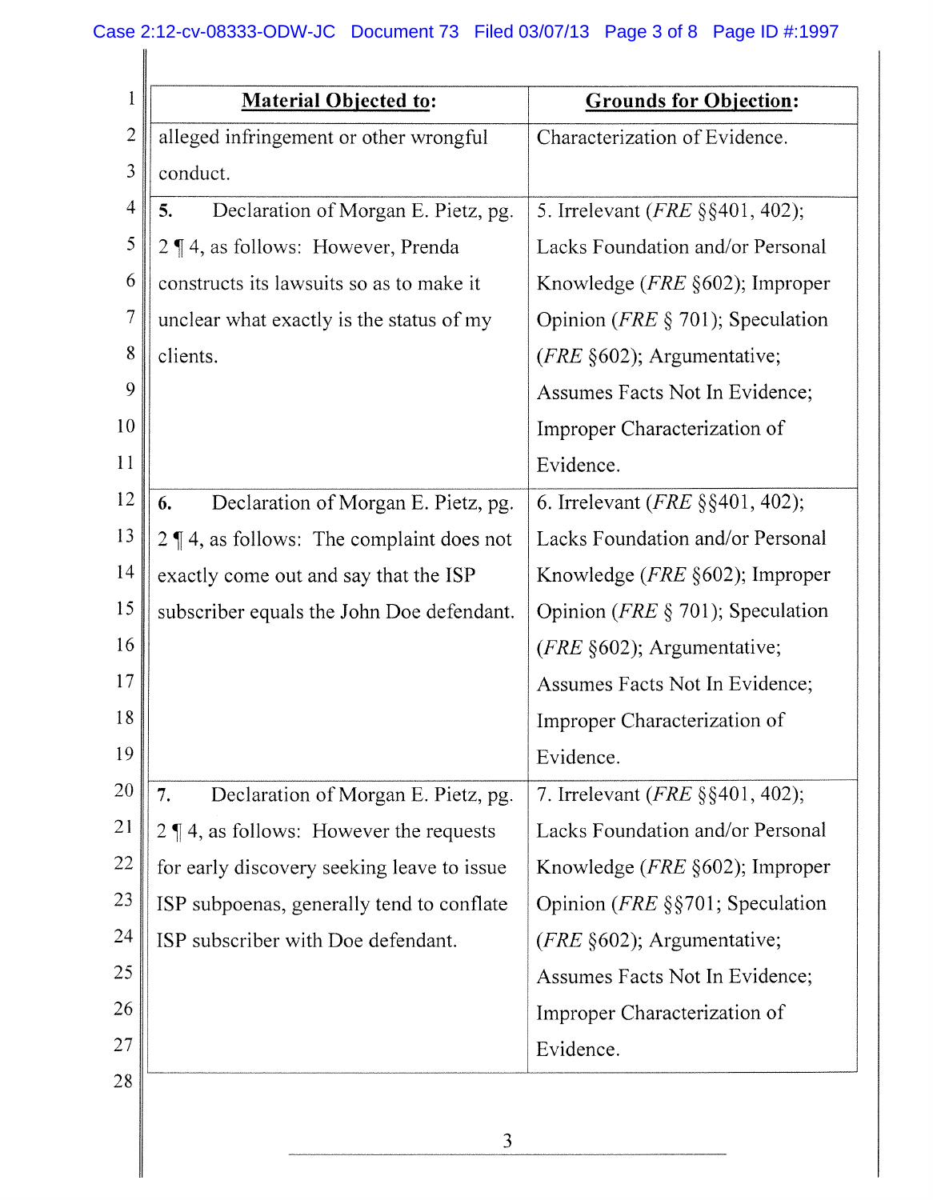| **Material Objected to:** | **Grounds for Objection:** |
|---|---|
| alleged infringement or other wrongful conduct. | Characterization of Evidence. |
| **5.** Declaration of Morgan E. Pietz, pg. 2 ¶ 4, as follows: However, Prenda constructs its lawsuits so as to make it unclear what exactly is the status of my clients. | 5. Irrelevant (*FRE* §§401, 402); Lacks Foundation and/or Personal Knowledge (*FRE* §602); Improper Opinion (*FRE* § 701); Speculation (*FRE* §602); Argumentative; Assumes Facts Not In Evidence; Improper Characterization of Evidence. |
| **6.** Declaration of Morgan E. Pietz, pg. 2 ¶ 4, as follows: The complaint does not exactly come out and say that the ISP subscriber equals the John Doe defendant. | 6. Irrelevant (*FRE* §§401, 402); Lacks Foundation and/or Personal Knowledge (*FRE* §602); Improper Opinion (*FRE* § 701); Speculation (*FRE* §602); Argumentative; Assumes Facts Not In Evidence; Improper Characterization of Evidence. |
| **7.** Declaration of Morgan E. Pietz, pg. 2 ¶ 4, as follows: However the requests for early discovery seeking leave to issue ISP subpoenas, generally tend to conflate ISP subscriber with Doe defendant. | 7. Irrelevant (*FRE* §§401, 402); Lacks Foundation and/or Personal Knowledge (*FRE* §602); Improper Opinion (*FRE* §§701; Speculation (*FRE* §602); Argumentative; Assumes Facts Not In Evidence; Improper Characterization of Evidence. |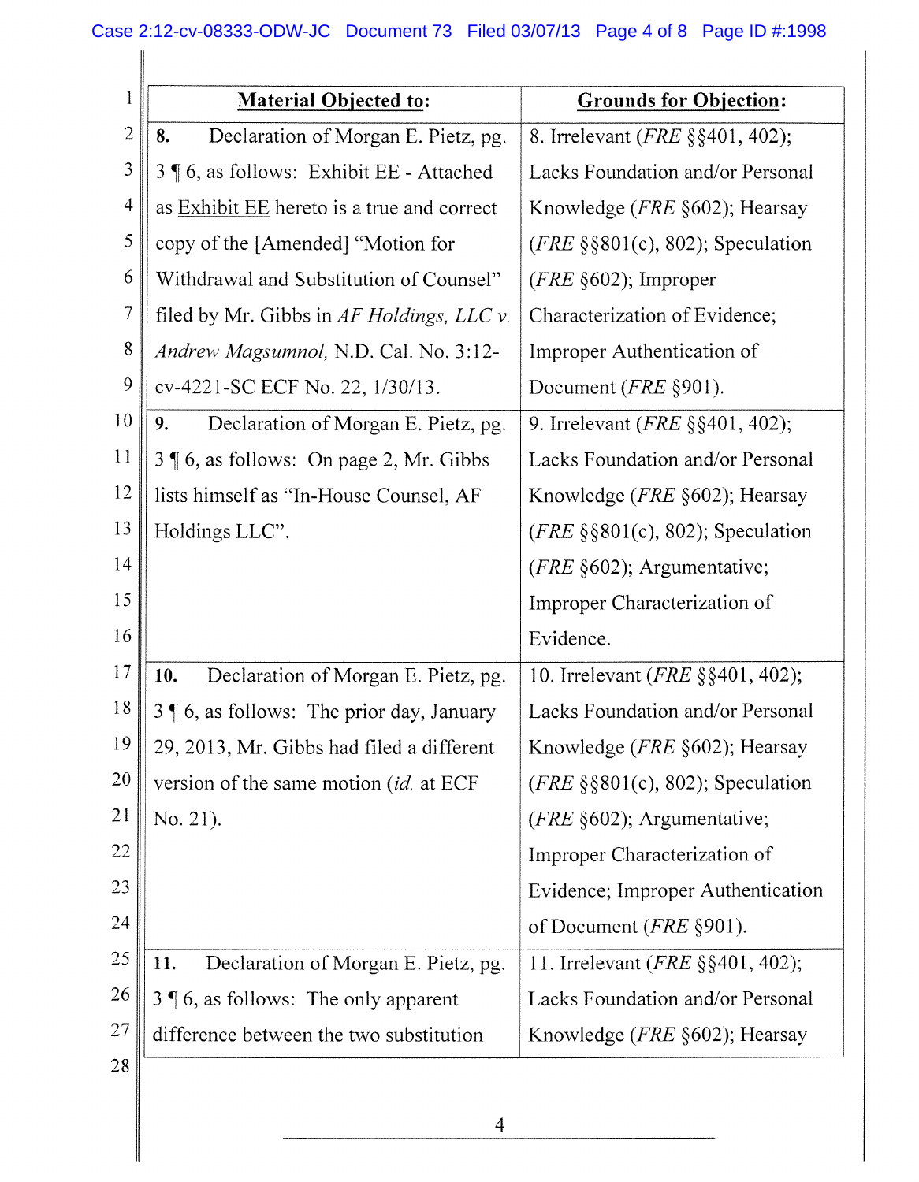| **Material Objected to:** | **Grounds for Objection:** |
|---|---|
| **8.** Declaration of Morgan E. Pietz, pg. 3 ¶ 6, as follows: Exhibit EE - Attached as Exhibit EE hereto is a true and correct copy of the [Amended] "Motion for Withdrawal and Substitution of Counsel" filed by Mr. Gibbs in *AF Holdings, LLC v. Andrew Magsumnol*, N.D. Cal. No. 3:12-cv-4221-SC ECF No. 22, 1/30/13. | 8. Irrelevant (*FRE* §§401, 402); Lacks Foundation and/or Personal Knowledge (*FRE* §602); Hearsay (*FRE* §§801(c), 802); Speculation (*FRE* §602); Improper Characterization of Evidence; Improper Authentication of Document (*FRE* §901). |
| **9.** Declaration of Morgan E. Pietz, pg. 3 ¶ 6, as follows: On page 2, Mr. Gibbs lists himself as "In-House Counsel, AF Holdings LLC". | 9. Irrelevant (*FRE* §§401, 402); Lacks Foundation and/or Personal Knowledge (*FRE* §602); Hearsay (*FRE* §§801(c), 802); Speculation (*FRE* §602); Argumentative; Improper Characterization of Evidence. |
| **10.** Declaration of Morgan E. Pietz, pg. 3 ¶ 6, as follows: The prior day, January 29, 2013, Mr. Gibbs had filed a different version of the same motion (*id.* at ECF No. 21). | 10. Irrelevant (*FRE* §§401, 402); Lacks Foundation and/or Personal Knowledge (*FRE* §602); Hearsay (*FRE* §§801(c), 802); Speculation (*FRE* §602); Argumentative; Improper Characterization of Evidence; Improper Authentication of Document (*FRE* §901). |
| **11.** Declaration of Morgan E. Pietz, pg. 3 ¶ 6, as follows: The only apparent difference between the two substitution | 11. Irrelevant (*FRE* §§401, 402); Lacks Foundation and/or Personal Knowledge (*FRE* §602); Hearsay |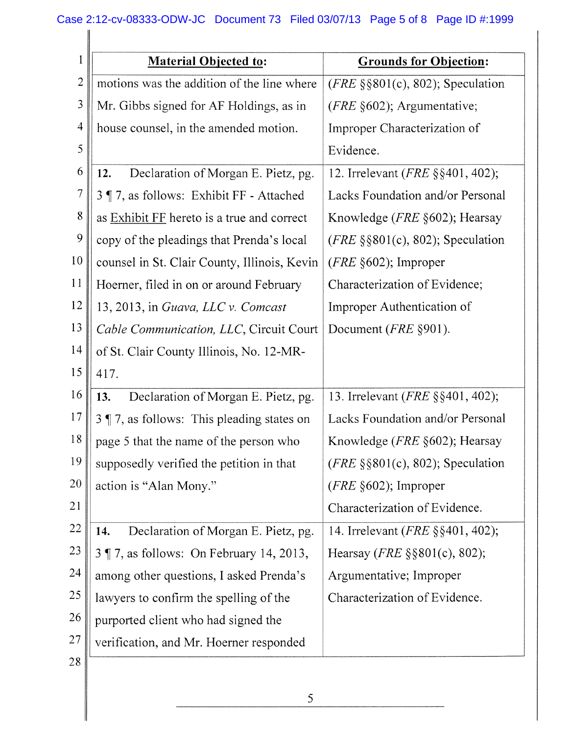| Material Objected to: | Grounds for Objection: |
|---|---|
| motions was the addition of the line where Mr. Gibbs signed for AF Holdings, as in house counsel, in the amended motion. | (*FRE* §§801(c), 802); Speculation (*FRE* §602); Argumentative; Improper Characterization of Evidence. |
| **12.** Declaration of Morgan E. Pietz, pg. 3 ¶ 7, as follows: Exhibit FF - Attached as Exhibit FF hereto is a true and correct copy of the pleadings that Prenda's local counsel in St. Clair County, Illinois, Kevin Hoerner, filed in on or around February 13, 2013, in *Guava, LLC v. Comcast Cable Communication, LLC*, Circuit Court of St. Clair County Illinois, No. 12-MR-417. | 12. Irrelevant (*FRE* §§401, 402); Lacks Foundation and/or Personal Knowledge (*FRE* §602); Hearsay (*FRE* §§801(c), 802); Speculation (*FRE* §602); Improper Characterization of Evidence; Improper Authentication of Document (*FRE* §901). |
| **13.** Declaration of Morgan E. Pietz, pg. 3 ¶ 7, as follows: This pleading states on page 5 that the name of the person who supposedly verified the petition in that action is "Alan Mony." | 13. Irrelevant (*FRE* §§401, 402); Lacks Foundation and/or Personal Knowledge (*FRE* §602); Hearsay (*FRE* §§801(c), 802); Speculation (*FRE* §602); Improper Characterization of Evidence. |
| **14.** Declaration of Morgan E. Pietz, pg. 3 ¶ 7, as follows: On February 14, 2013, among other questions, I asked Prenda's lawyers to confirm the spelling of the purported client who had signed the verification, and Mr. Hoerner responded | 14. Irrelevant (*FRE* §§401, 402); Hearsay (*FRE* §§801(c), 802); Argumentative; Improper Characterization of Evidence. |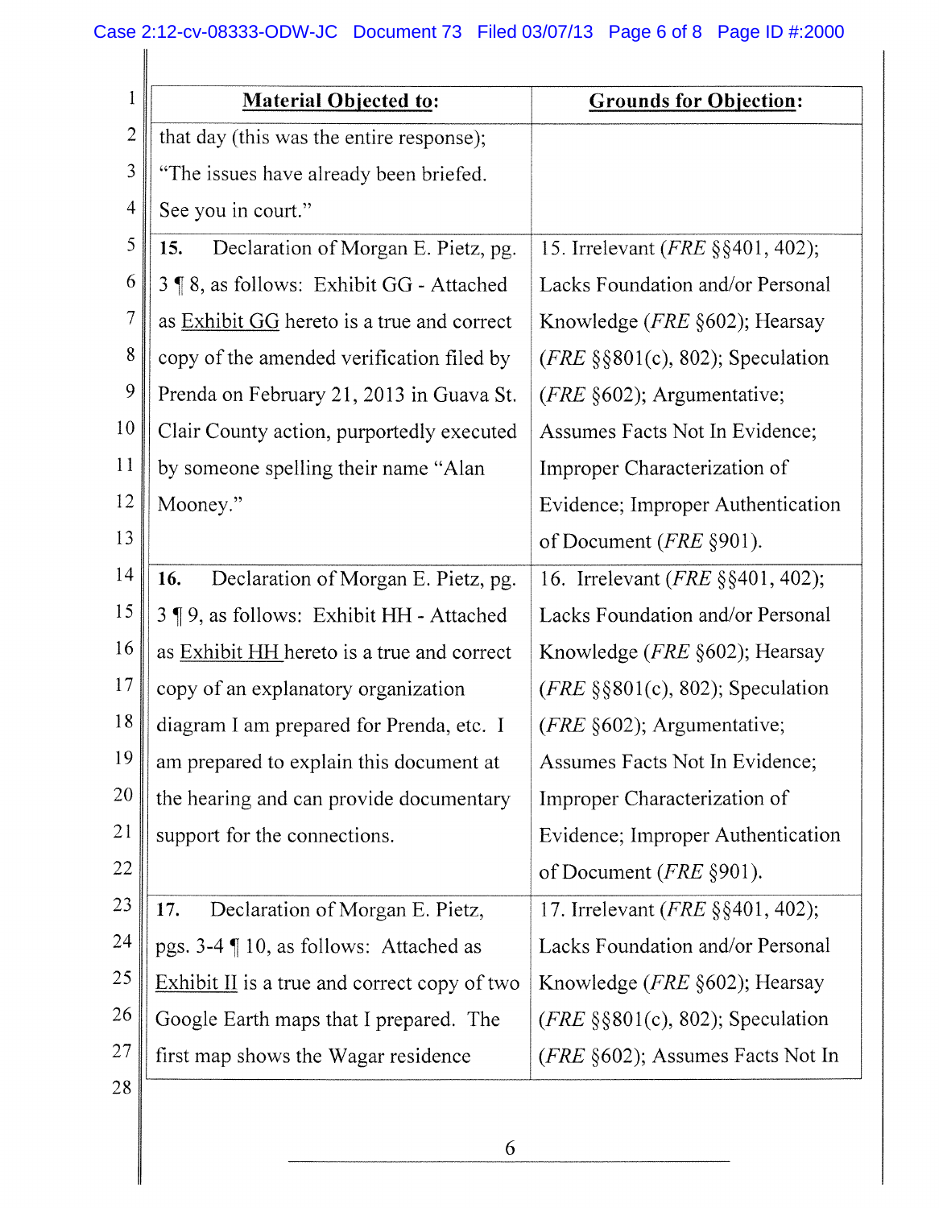| **Material Objected to:** | **Grounds for Objection:** |
|---|---|
| that day (this was the entire response); "The issues have already been briefed. See you in court." | |
| **15.** Declaration of Morgan E. Pietz, pg. 3 ¶ 8, as follows: Exhibit GG - Attached as Exhibit GG hereto is a true and correct copy of the amended verification filed by Prenda on February 21, 2013 in Guava St. Clair County action, purportedly executed by someone spelling their name "Alan Mooney." | 15. Irrelevant (*FRE* §§401, 402); Lacks Foundation and/or Personal Knowledge (*FRE* §602); Hearsay (*FRE* §§801(c), 802); Speculation (*FRE* §602); Argumentative; Assumes Facts Not In Evidence; Improper Characterization of Evidence; Improper Authentication of Document (*FRE* §901). |
| **16.** Declaration of Morgan E. Pietz, pg. 3 ¶ 9, as follows: Exhibit HH - Attached as Exhibit HH hereto is a true and correct copy of an explanatory organization diagram I am prepared for Prenda, etc. I am prepared to explain this document at the hearing and can provide documentary support for the connections. | 16. Irrelevant (*FRE* §§401, 402); Lacks Foundation and/or Personal Knowledge (*FRE* §602); Hearsay (*FRE* §§801(c), 802); Speculation (*FRE* §602); Argumentative; Assumes Facts Not In Evidence; Improper Characterization of Evidence; Improper Authentication of Document (*FRE* §901). |
| **17.** Declaration of Morgan E. Pietz, pgs. 3-4 ¶ 10, as follows: Attached as Exhibit II is a true and correct copy of two Google Earth maps that I prepared. The first map shows the Wagar residence | 17. Irrelevant (*FRE* §§401, 402); Lacks Foundation and/or Personal Knowledge (*FRE* §602); Hearsay (*FRE* §§801(c), 802); Speculation (*FRE* §602); Assumes Facts Not In |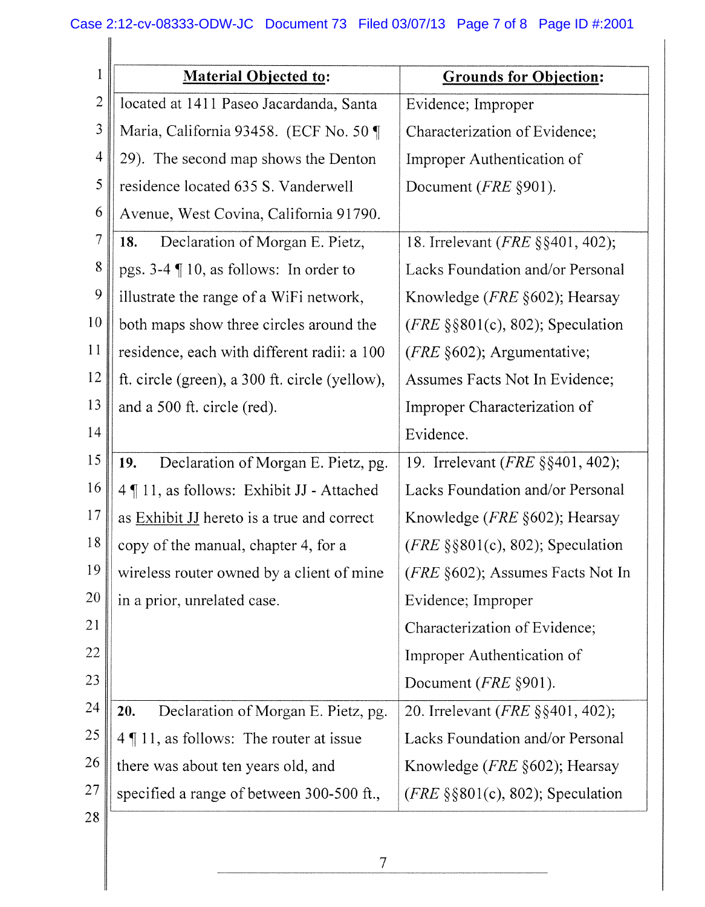| **Material Objected to:** | **Grounds for Objection:** |
|---|---|
| located at 1411 Paseo Jacardanda, Santa Maria, California 93458. (ECF No. 50 ¶ 29). The second map shows the Denton residence located 635 S. Vanderwell Avenue, West Covina, California 91790. | Evidence; Improper Characterization of Evidence; Improper Authentication of Document (*FRE* §901). |
| **18.** Declaration of Morgan E. Pietz, pgs. 3-4 ¶ 10, as follows: In order to illustrate the range of a WiFi network, both maps show three circles around the residence, each with different radii: a 100 ft. circle (green), a 300 ft. circle (yellow), and a 500 ft. circle (red). | 18. Irrelevant (*FRE* §§401, 402); Lacks Foundation and/or Personal Knowledge (*FRE* §602); Hearsay (*FRE* §§801(c), 802); Speculation (*FRE* §602); Argumentative; Assumes Facts Not In Evidence; Improper Characterization of Evidence. |
| **19.** Declaration of Morgan E. Pietz, pg. 4 ¶ 11, as follows: Exhibit JJ - Attached as Exhibit JJ hereto is a true and correct copy of the manual, chapter 4, for a wireless router owned by a client of mine in a prior, unrelated case. | 19. Irrelevant (*FRE* §§401, 402); Lacks Foundation and/or Personal Knowledge (*FRE* §602); Hearsay (*FRE* §§801(c), 802); Speculation (*FRE* §602); Assumes Facts Not In Evidence; Improper Characterization of Evidence; Improper Authentication of Document (*FRE* §901). |
| **20.** Declaration of Morgan E. Pietz, pg. 4 ¶ 11, as follows: The router at issue there was about ten years old, and specified a range of between 300-500 ft., | 20. Irrelevant (*FRE* §§401, 402); Lacks Foundation and/or Personal Knowledge (*FRE* §602); Hearsay (*FRE* §§801(c), 802); Speculation |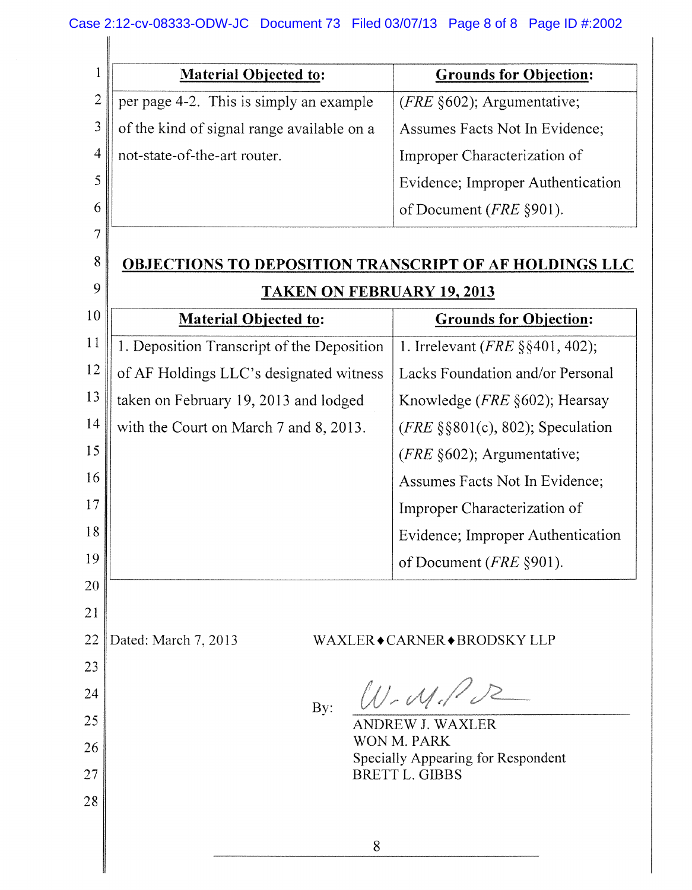| Material Objected to: | Grounds for Objection: |
| --- | --- |
| per page 4-2. This is simply an example of the kind of signal range available on a not-state-of-the-art router. | (*FRE* §602); Argumentative; Assumes Facts Not In Evidence; Improper Characterization of Evidence; Improper Authentication of Document (*FRE* §901). |

## OBJECTIONS TO DEPOSITION TRANSCRIPT OF AF HOLDINGS LLC TAKEN ON FEBRUARY 19, 2013

| Material Objected to: | Grounds for Objection: |
| --- | --- |
| 1. Deposition Transcript of the Deposition of AF Holdings LLC's designated witness taken on February 19, 2013 and lodged with the Court on March 7 and 8, 2013. | 1. Irrelevant (*FRE* §§401, 402); Lacks Foundation and/or Personal Knowledge (*FRE* §602); Hearsay (*FRE* §§801(c), 802); Speculation (*FRE* §602); Argumentative; Assumes Facts Not In Evidence; Improper Characterization of Evidence; Improper Authentication of Document (*FRE* §901). |

Dated: March 7, 2013

WAXLER♦CARNER♦BRODSKY LLP

By: ______________________

ANDREW J. WAXLER
WON M. PARK
Specially Appearing for Respondent
BRETT L. GIBBS